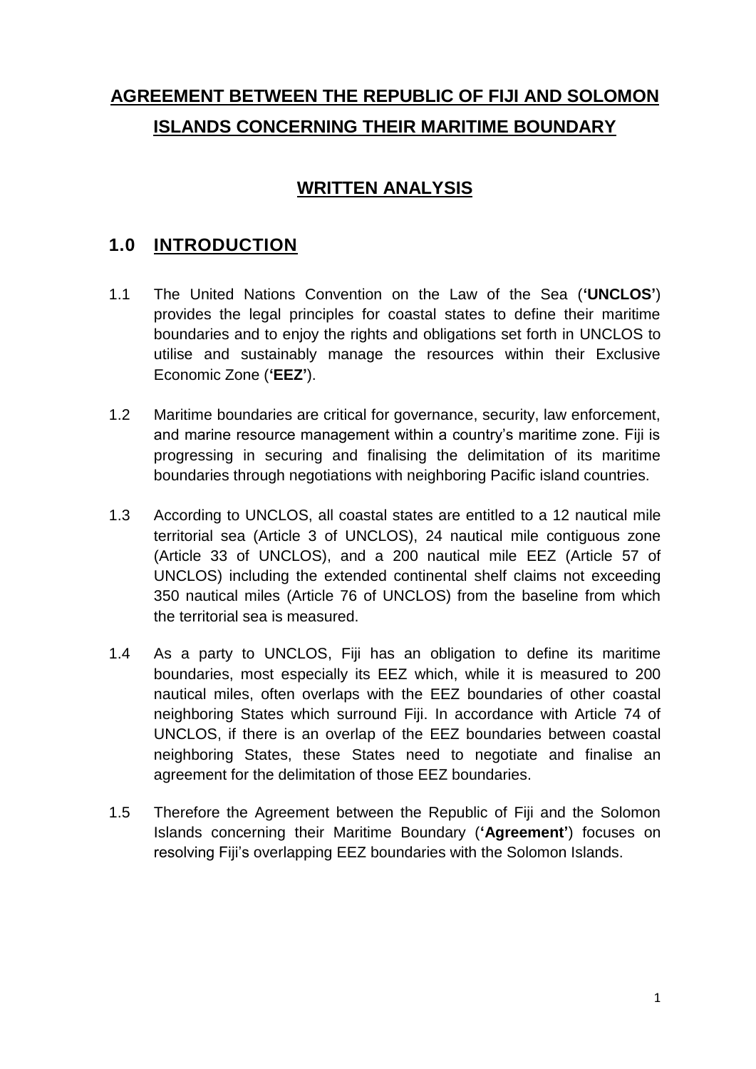# AGREEMENT BETWEEN THE REPUBLIC OF FIJI AND SOLOMON ISLANDS CONCERNING THEIR MARITIME BOUNDARY

## WRITTEN ANALYSIS

## 1.0 INTRODUCTION

1.1 The United Nations Convention on the Law of the Sea (**'UNCLOS'**) provides the legal principles for coastal states to define their maritime boundaries and to enjoy the rights and obligations set forth in UNCLOS to utilise and sustainably manage the resources within their Exclusive Economic Zone (**'EEZ'**).

1.2 Maritime boundaries are critical for governance, security, law enforcement, and marine resource management within a country's maritime zone. Fiji is progressing in securing and finalising the delimitation of its maritime boundaries through negotiations with neighboring Pacific island countries.

1.3 According to UNCLOS, all coastal states are entitled to a 12 nautical mile territorial sea (Article 3 of UNCLOS), 24 nautical mile contiguous zone (Article 33 of UNCLOS), and a 200 nautical mile EEZ (Article 57 of UNCLOS) including the extended continental shelf claims not exceeding 350 nautical miles (Article 76 of UNCLOS) from the baseline from which the territorial sea is measured.

1.4 As a party to UNCLOS, Fiji has an obligation to define its maritime boundaries, most especially its EEZ which, while it is measured to 200 nautical miles, often overlaps with the EEZ boundaries of other coastal neighboring States which surround Fiji. In accordance with Article 74 of UNCLOS, if there is an overlap of the EEZ boundaries between coastal neighboring States, these States need to negotiate and finalise an agreement for the delimitation of those EEZ boundaries.

1.5 Therefore the Agreement between the Republic of Fiji and the Solomon Islands concerning their Maritime Boundary (**'Agreement'**) focuses on resolving Fiji's overlapping EEZ boundaries with the Solomon Islands.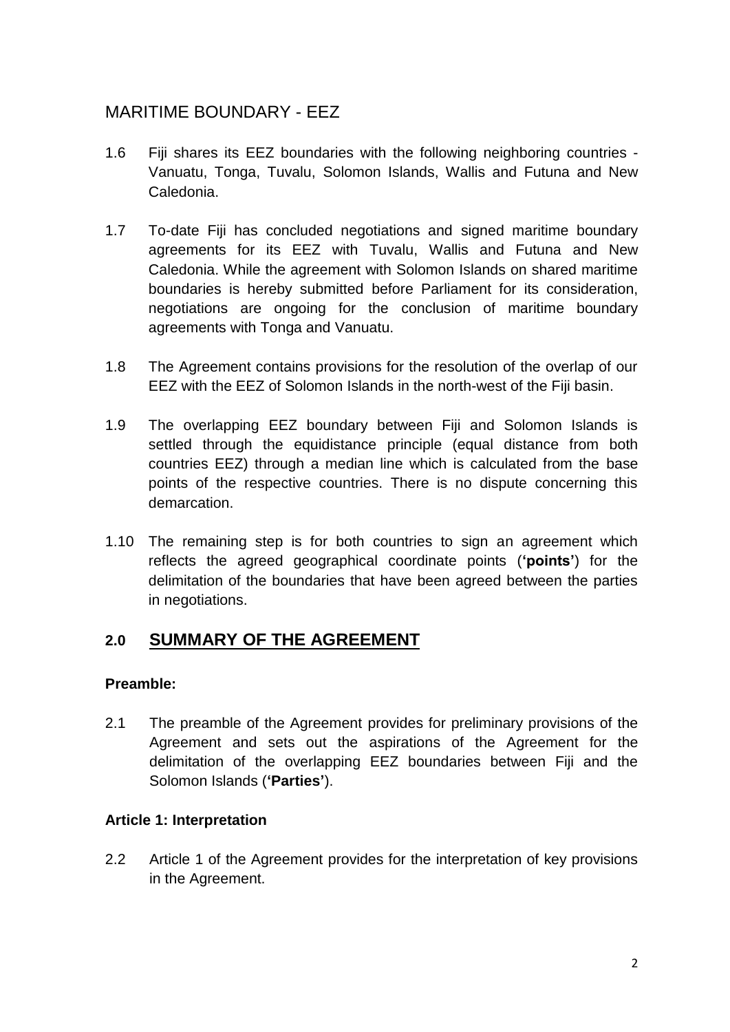## MARITIME BOUNDARY - EEZ

1.6 Fiji shares its EEZ boundaries with the following neighboring countries - Vanuatu, Tonga, Tuvalu, Solomon Islands, Wallis and Futuna and New Caledonia.

1.7 To-date Fiji has concluded negotiations and signed maritime boundary agreements for its EEZ with Tuvalu, Wallis and Futuna and New Caledonia. While the agreement with Solomon Islands on shared maritime boundaries is hereby submitted before Parliament for its consideration, negotiations are ongoing for the conclusion of maritime boundary agreements with Tonga and Vanuatu.

1.8 The Agreement contains provisions for the resolution of the overlap of our EEZ with the EEZ of Solomon Islands in the north-west of the Fiji basin.

1.9 The overlapping EEZ boundary between Fiji and Solomon Islands is settled through the equidistance principle (equal distance from both countries EEZ) through a median line which is calculated from the base points of the respective countries. There is no dispute concerning this demarcation.

1.10 The remaining step is for both countries to sign an agreement which reflects the agreed geographical coordinate points (**'points'**) for the delimitation of the boundaries that have been agreed between the parties in negotiations.

## 2.0 SUMMARY OF THE AGREEMENT

### Preamble:

2.1 The preamble of the Agreement provides for preliminary provisions of the Agreement and sets out the aspirations of the Agreement for the delimitation of the overlapping EEZ boundaries between Fiji and the Solomon Islands (**'Parties'**).

### Article 1: Interpretation

2.2 Article 1 of the Agreement provides for the interpretation of key provisions in the Agreement.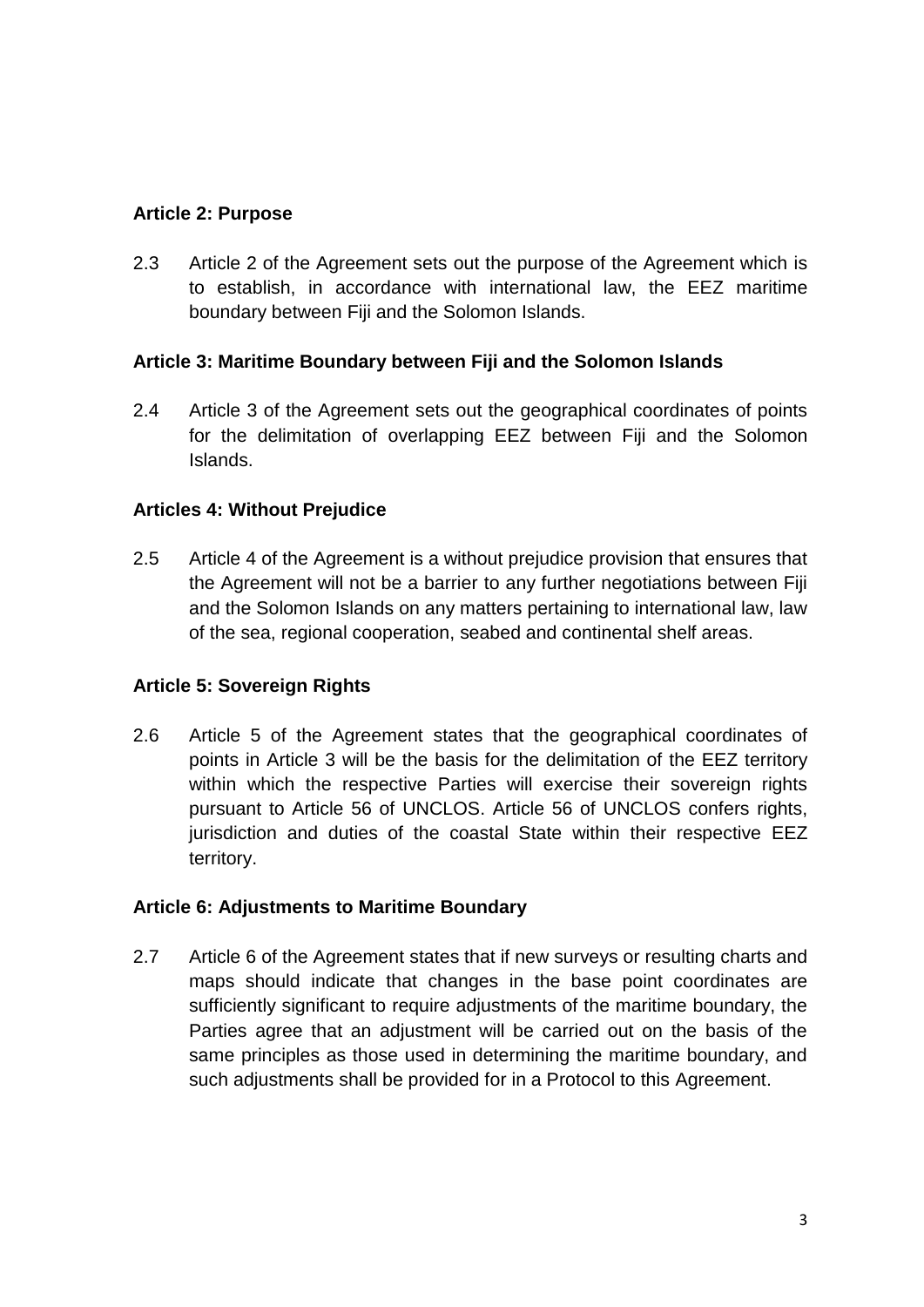**Article 2: Purpose**

2.3 Article 2 of the Agreement sets out the purpose of the Agreement which is to establish, in accordance with international law, the EEZ maritime boundary between Fiji and the Solomon Islands.

**Article 3: Maritime Boundary between Fiji and the Solomon Islands**

2.4 Article 3 of the Agreement sets out the geographical coordinates of points for the delimitation of overlapping EEZ between Fiji and the Solomon Islands.

**Articles 4: Without Prejudice**

2.5 Article 4 of the Agreement is a without prejudice provision that ensures that the Agreement will not be a barrier to any further negotiations between Fiji and the Solomon Islands on any matters pertaining to international law, law of the sea, regional cooperation, seabed and continental shelf areas.

**Article 5: Sovereign Rights**

2.6 Article 5 of the Agreement states that the geographical coordinates of points in Article 3 will be the basis for the delimitation of the EEZ territory within which the respective Parties will exercise their sovereign rights pursuant to Article 56 of UNCLOS. Article 56 of UNCLOS confers rights, jurisdiction and duties of the coastal State within their respective EEZ territory.

**Article 6: Adjustments to Maritime Boundary**

2.7 Article 6 of the Agreement states that if new surveys or resulting charts and maps should indicate that changes in the base point coordinates are sufficiently significant to require adjustments of the maritime boundary, the Parties agree that an adjustment will be carried out on the basis of the same principles as those used in determining the maritime boundary, and such adjustments shall be provided for in a Protocol to this Agreement.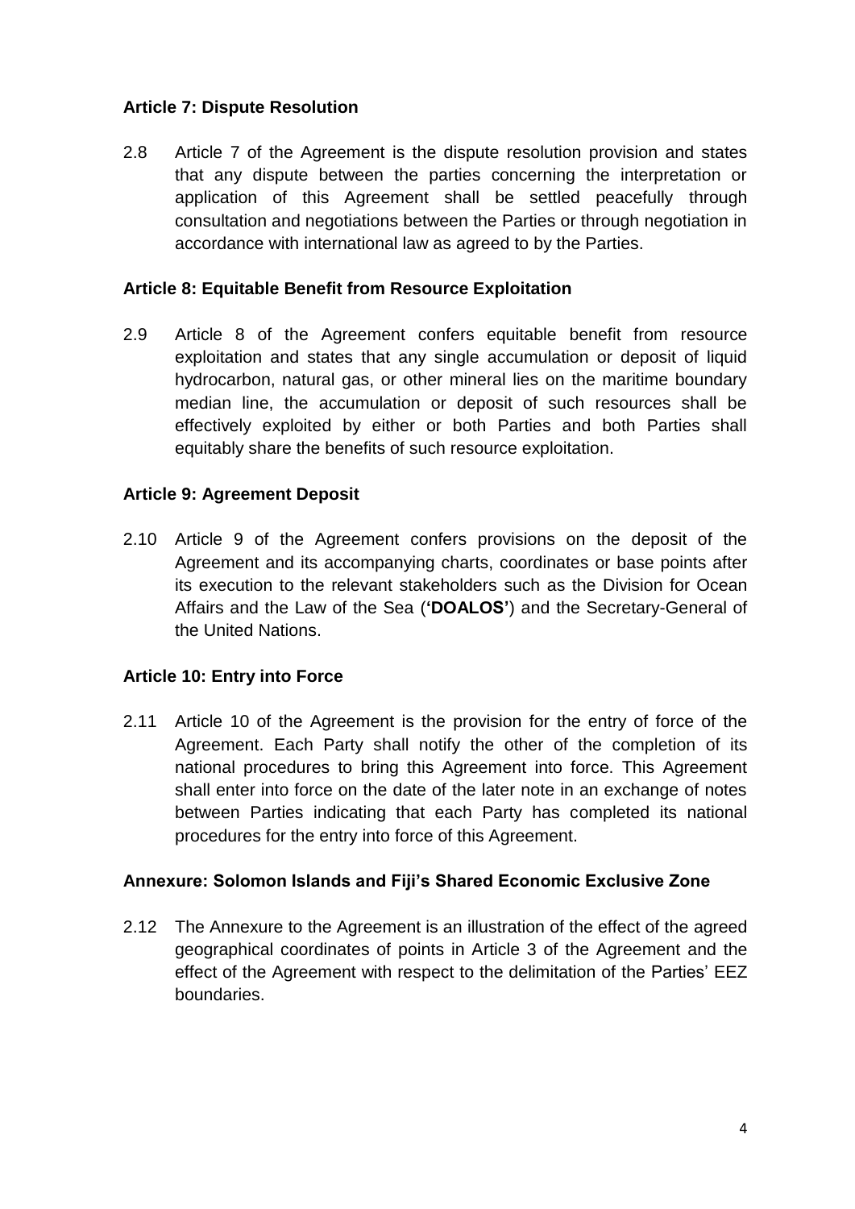**Article 7: Dispute Resolution**

2.8 Article 7 of the Agreement is the dispute resolution provision and states that any dispute between the parties concerning the interpretation or application of this Agreement shall be settled peacefully through consultation and negotiations between the Parties or through negotiation in accordance with international law as agreed to by the Parties.

**Article 8: Equitable Benefit from Resource Exploitation**

2.9 Article 8 of the Agreement confers equitable benefit from resource exploitation and states that any single accumulation or deposit of liquid hydrocarbon, natural gas, or other mineral lies on the maritime boundary median line, the accumulation or deposit of such resources shall be effectively exploited by either or both Parties and both Parties shall equitably share the benefits of such resource exploitation.

**Article 9: Agreement Deposit**

2.10 Article 9 of the Agreement confers provisions on the deposit of the Agreement and its accompanying charts, coordinates or base points after its execution to the relevant stakeholders such as the Division for Ocean Affairs and the Law of the Sea (**'DOALOS'**) and the Secretary-General of the United Nations.

**Article 10: Entry into Force**

2.11 Article 10 of the Agreement is the provision for the entry of force of the Agreement. Each Party shall notify the other of the completion of its national procedures to bring this Agreement into force. This Agreement shall enter into force on the date of the later note in an exchange of notes between Parties indicating that each Party has completed its national procedures for the entry into force of this Agreement.

**Annexure: Solomon Islands and Fiji's Shared Economic Exclusive Zone**

2.12 The Annexure to the Agreement is an illustration of the effect of the agreed geographical coordinates of points in Article 3 of the Agreement and the effect of the Agreement with respect to the delimitation of the Parties' EEZ boundaries.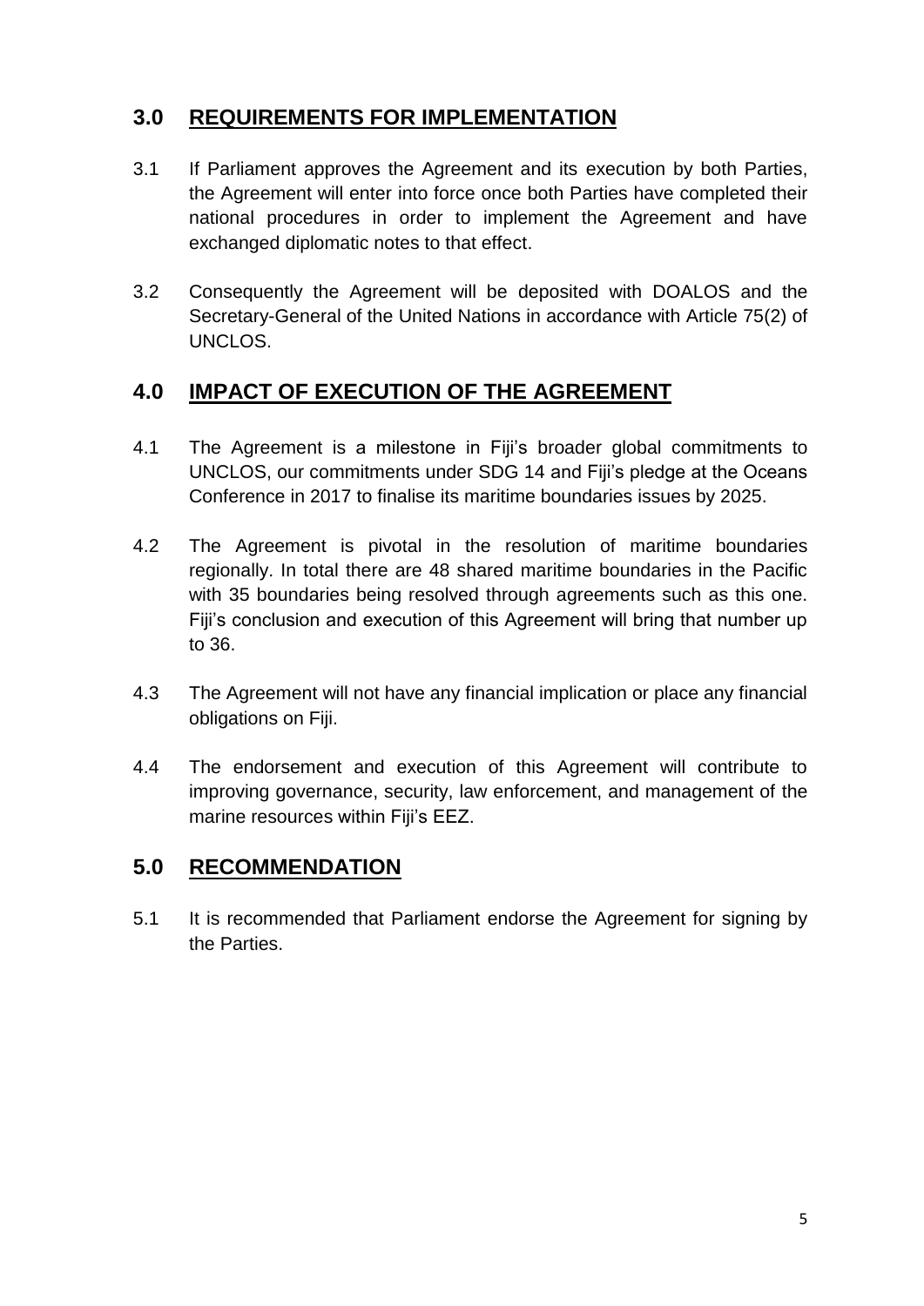## 3.0 REQUIREMENTS FOR IMPLEMENTATION

3.1 If Parliament approves the Agreement and its execution by both Parties, the Agreement will enter into force once both Parties have completed their national procedures in order to implement the Agreement and have exchanged diplomatic notes to that effect.

3.2 Consequently the Agreement will be deposited with DOALOS and the Secretary-General of the United Nations in accordance with Article 75(2) of UNCLOS.

## 4.0 IMPACT OF EXECUTION OF THE AGREEMENT

4.1 The Agreement is a milestone in Fiji's broader global commitments to UNCLOS, our commitments under SDG 14 and Fiji's pledge at the Oceans Conference in 2017 to finalise its maritime boundaries issues by 2025.

4.2 The Agreement is pivotal in the resolution of maritime boundaries regionally. In total there are 48 shared maritime boundaries in the Pacific with 35 boundaries being resolved through agreements such as this one. Fiji's conclusion and execution of this Agreement will bring that number up to 36.

4.3 The Agreement will not have any financial implication or place any financial obligations on Fiji.

4.4 The endorsement and execution of this Agreement will contribute to improving governance, security, law enforcement, and management of the marine resources within Fiji's EEZ.

## 5.0 RECOMMENDATION

5.1 It is recommended that Parliament endorse the Agreement for signing by the Parties.